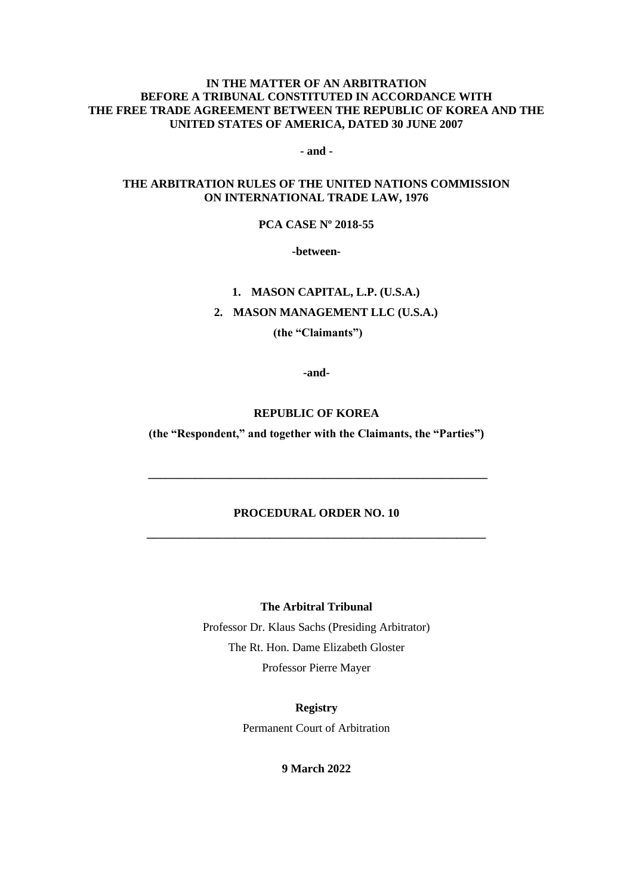**IN THE MATTER OF AN ARBITRATION BEFORE A TRIBUNAL CONSTITUTED IN ACCORDANCE WITH THE FREE TRADE AGREEMENT BETWEEN THE REPUBLIC OF KOREA AND THE UNITED STATES OF AMERICA, DATED 30 JUNE 2007**

**- and -**

**THE ARBITRATION RULES OF THE UNITED NATIONS COMMISSION ON INTERNATIONAL TRADE LAW, 1976**

**PCA CASE Nº 2018-55**

**-between-**

1. **MASON CAPITAL, L.P. (U.S.A.)**
2. **MASON MANAGEMENT LLC (U.S.A.)**

**(the "Claimants")**

**-and-**

**REPUBLIC OF KOREA**

**(the "Respondent," and together with the Claimants, the "Parties")**

---

# PROCEDURAL ORDER NO. 10

---

**The Arbitral Tribunal**

Professor Dr. Klaus Sachs (Presiding Arbitrator)

The Rt. Hon. Dame Elizabeth Gloster

Professor Pierre Mayer

**Registry**

Permanent Court of Arbitration

**9 March 2022**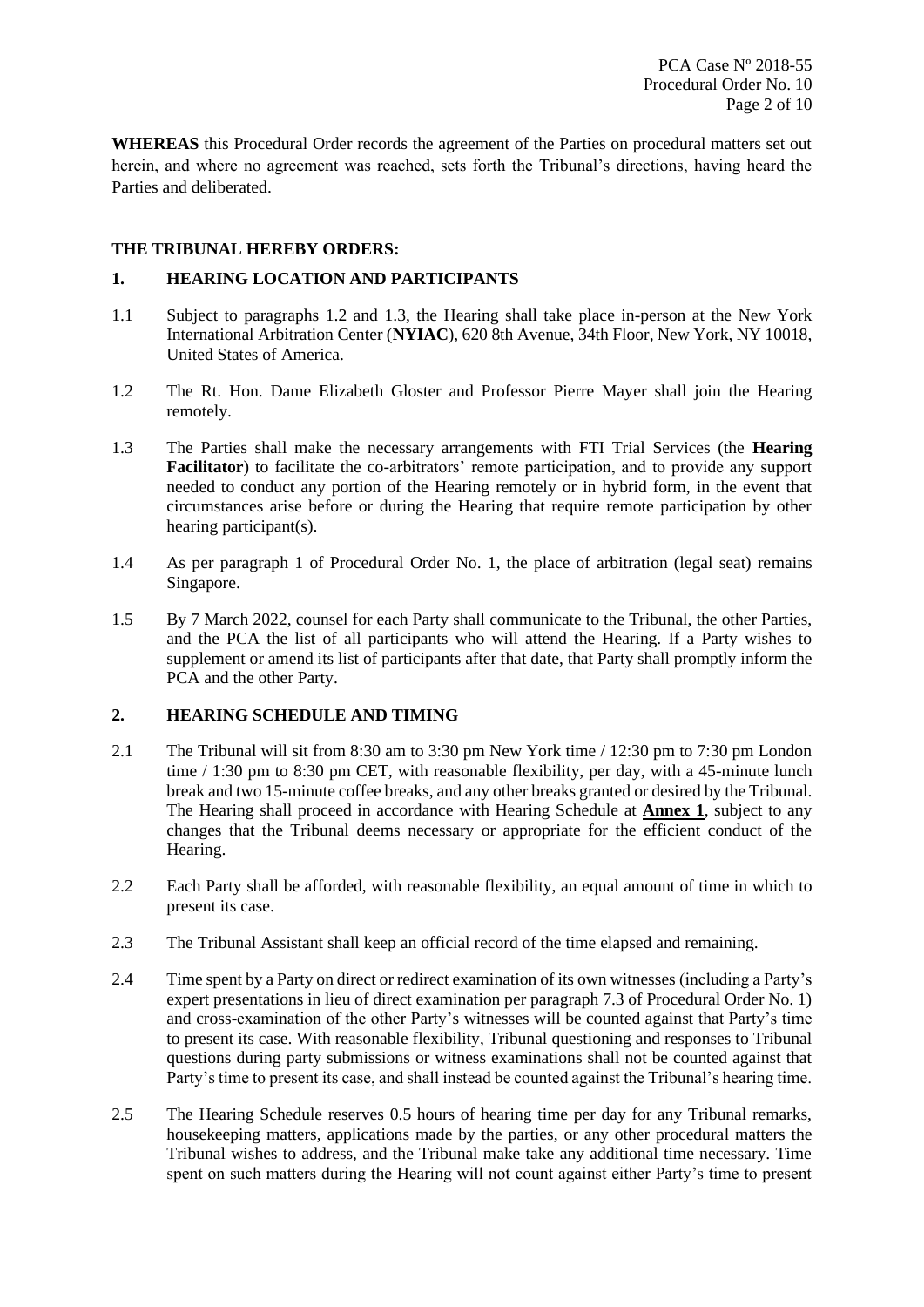**WHEREAS** this Procedural Order records the agreement of the Parties on procedural matters set out herein, and where no agreement was reached, sets forth the Tribunal's directions, having heard the Parties and deliberated.

**THE TRIBUNAL HEREBY ORDERS:**

## 1. HEARING LOCATION AND PARTICIPANTS

1.1 Subject to paragraphs 1.2 and 1.3, the Hearing shall take place in-person at the New York International Arbitration Center (**NYIAC**), 620 8th Avenue, 34th Floor, New York, NY 10018, United States of America.

1.2 The Rt. Hon. Dame Elizabeth Gloster and Professor Pierre Mayer shall join the Hearing remotely.

1.3 The Parties shall make the necessary arrangements with FTI Trial Services (the **Hearing Facilitator**) to facilitate the co-arbitrators' remote participation, and to provide any support needed to conduct any portion of the Hearing remotely or in hybrid form, in the event that circumstances arise before or during the Hearing that require remote participation by other hearing participant(s).

1.4 As per paragraph 1 of Procedural Order No. 1, the place of arbitration (legal seat) remains Singapore.

1.5 By 7 March 2022, counsel for each Party shall communicate to the Tribunal, the other Parties, and the PCA the list of all participants who will attend the Hearing. If a Party wishes to supplement or amend its list of participants after that date, that Party shall promptly inform the PCA and the other Party.

## 2. HEARING SCHEDULE AND TIMING

2.1 The Tribunal will sit from 8:30 am to 3:30 pm New York time / 12:30 pm to 7:30 pm London time / 1:30 pm to 8:30 pm CET, with reasonable flexibility, per day, with a 45-minute lunch break and two 15-minute coffee breaks, and any other breaks granted or desired by the Tribunal. The Hearing shall proceed in accordance with Hearing Schedule at **Annex 1**, subject to any changes that the Tribunal deems necessary or appropriate for the efficient conduct of the Hearing.

2.2 Each Party shall be afforded, with reasonable flexibility, an equal amount of time in which to present its case.

2.3 The Tribunal Assistant shall keep an official record of the time elapsed and remaining.

2.4 Time spent by a Party on direct or redirect examination of its own witnesses (including a Party's expert presentations in lieu of direct examination per paragraph 7.3 of Procedural Order No. 1) and cross-examination of the other Party's witnesses will be counted against that Party's time to present its case. With reasonable flexibility, Tribunal questioning and responses to Tribunal questions during party submissions or witness examinations shall not be counted against that Party's time to present its case, and shall instead be counted against the Tribunal's hearing time.

2.5 The Hearing Schedule reserves 0.5 hours of hearing time per day for any Tribunal remarks, housekeeping matters, applications made by the parties, or any other procedural matters the Tribunal wishes to address, and the Tribunal make take any additional time necessary. Time spent on such matters during the Hearing will not count against either Party's time to present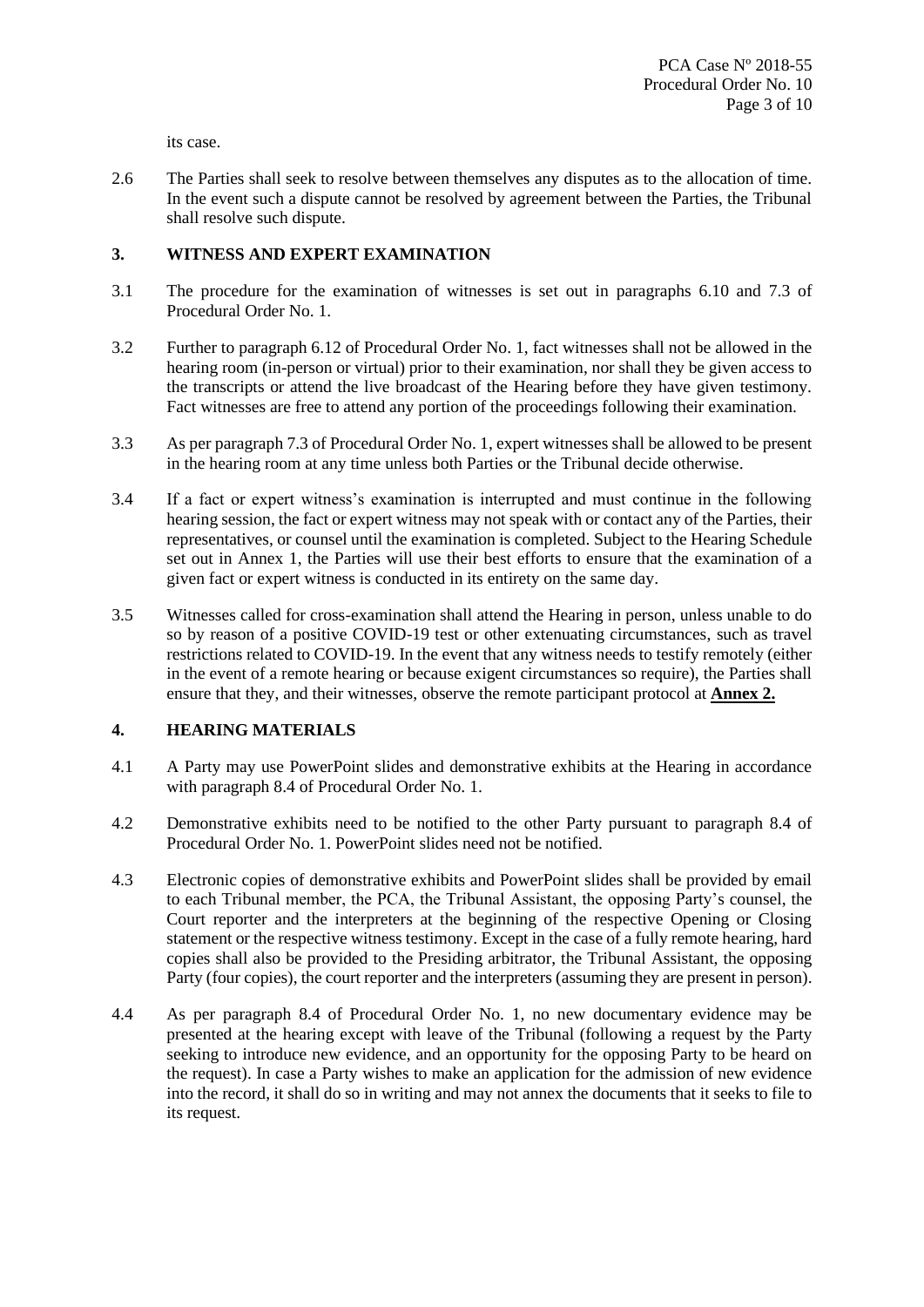its case.

2.6 The Parties shall seek to resolve between themselves any disputes as to the allocation of time. In the event such a dispute cannot be resolved by agreement between the Parties, the Tribunal shall resolve such dispute.

## 3. WITNESS AND EXPERT EXAMINATION

3.1 The procedure for the examination of witnesses is set out in paragraphs 6.10 and 7.3 of Procedural Order No. 1.

3.2 Further to paragraph 6.12 of Procedural Order No. 1, fact witnesses shall not be allowed in the hearing room (in-person or virtual) prior to their examination, nor shall they be given access to the transcripts or attend the live broadcast of the Hearing before they have given testimony. Fact witnesses are free to attend any portion of the proceedings following their examination.

3.3 As per paragraph 7.3 of Procedural Order No. 1, expert witnesses shall be allowed to be present in the hearing room at any time unless both Parties or the Tribunal decide otherwise.

3.4 If a fact or expert witness's examination is interrupted and must continue in the following hearing session, the fact or expert witness may not speak with or contact any of the Parties, their representatives, or counsel until the examination is completed. Subject to the Hearing Schedule set out in Annex 1, the Parties will use their best efforts to ensure that the examination of a given fact or expert witness is conducted in its entirety on the same day.

3.5 Witnesses called for cross-examination shall attend the Hearing in person, unless unable to do so by reason of a positive COVID-19 test or other extenuating circumstances, such as travel restrictions related to COVID-19. In the event that any witness needs to testify remotely (either in the event of a remote hearing or because exigent circumstances so require), the Parties shall ensure that they, and their witnesses, observe the remote participant protocol at **Annex 2.**

## 4. HEARING MATERIALS

4.1 A Party may use PowerPoint slides and demonstrative exhibits at the Hearing in accordance with paragraph 8.4 of Procedural Order No. 1.

4.2 Demonstrative exhibits need to be notified to the other Party pursuant to paragraph 8.4 of Procedural Order No. 1. PowerPoint slides need not be notified.

4.3 Electronic copies of demonstrative exhibits and PowerPoint slides shall be provided by email to each Tribunal member, the PCA, the Tribunal Assistant, the opposing Party's counsel, the Court reporter and the interpreters at the beginning of the respective Opening or Closing statement or the respective witness testimony. Except in the case of a fully remote hearing, hard copies shall also be provided to the Presiding arbitrator, the Tribunal Assistant, the opposing Party (four copies), the court reporter and the interpreters (assuming they are present in person).

4.4 As per paragraph 8.4 of Procedural Order No. 1, no new documentary evidence may be presented at the hearing except with leave of the Tribunal (following a request by the Party seeking to introduce new evidence, and an opportunity for the opposing Party to be heard on the request). In case a Party wishes to make an application for the admission of new evidence into the record, it shall do so in writing and may not annex the documents that it seeks to file to its request.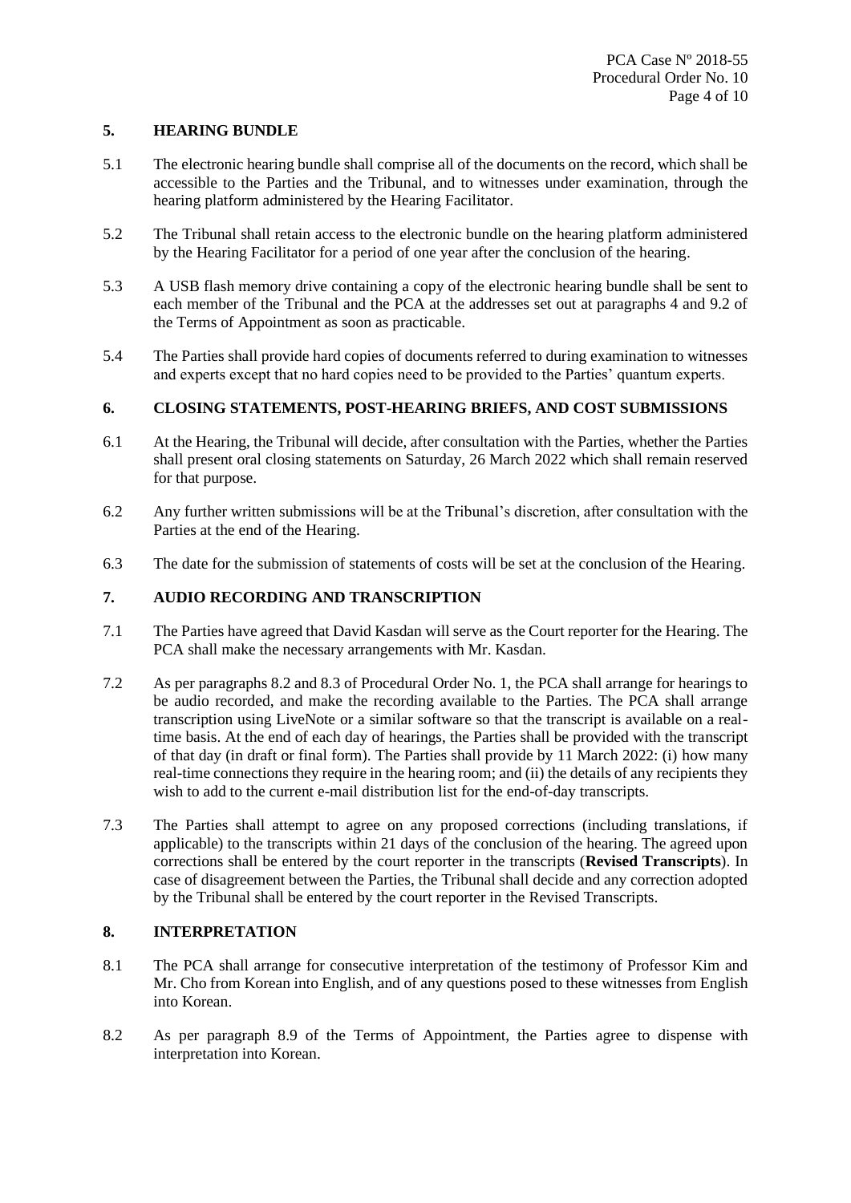## 5. HEARING BUNDLE

5.1 The electronic hearing bundle shall comprise all of the documents on the record, which shall be accessible to the Parties and the Tribunal, and to witnesses under examination, through the hearing platform administered by the Hearing Facilitator.

5.2 The Tribunal shall retain access to the electronic bundle on the hearing platform administered by the Hearing Facilitator for a period of one year after the conclusion of the hearing.

5.3 A USB flash memory drive containing a copy of the electronic hearing bundle shall be sent to each member of the Tribunal and the PCA at the addresses set out at paragraphs 4 and 9.2 of the Terms of Appointment as soon as practicable.

5.4 The Parties shall provide hard copies of documents referred to during examination to witnesses and experts except that no hard copies need to be provided to the Parties' quantum experts.

## 6. CLOSING STATEMENTS, POST-HEARING BRIEFS, AND COST SUBMISSIONS

6.1 At the Hearing, the Tribunal will decide, after consultation with the Parties, whether the Parties shall present oral closing statements on Saturday, 26 March 2022 which shall remain reserved for that purpose.

6.2 Any further written submissions will be at the Tribunal's discretion, after consultation with the Parties at the end of the Hearing.

6.3 The date for the submission of statements of costs will be set at the conclusion of the Hearing.

## 7. AUDIO RECORDING AND TRANSCRIPTION

7.1 The Parties have agreed that David Kasdan will serve as the Court reporter for the Hearing. The PCA shall make the necessary arrangements with Mr. Kasdan.

7.2 As per paragraphs 8.2 and 8.3 of Procedural Order No. 1, the PCA shall arrange for hearings to be audio recorded, and make the recording available to the Parties. The PCA shall arrange transcription using LiveNote or a similar software so that the transcript is available on a real-time basis. At the end of each day of hearings, the Parties shall be provided with the transcript of that day (in draft or final form). The Parties shall provide by 11 March 2022: (i) how many real-time connections they require in the hearing room; and (ii) the details of any recipients they wish to add to the current e-mail distribution list for the end-of-day transcripts.

7.3 The Parties shall attempt to agree on any proposed corrections (including translations, if applicable) to the transcripts within 21 days of the conclusion of the hearing. The agreed upon corrections shall be entered by the court reporter in the transcripts (**Revised Transcripts**). In case of disagreement between the Parties, the Tribunal shall decide and any correction adopted by the Tribunal shall be entered by the court reporter in the Revised Transcripts.

## 8. INTERPRETATION

8.1 The PCA shall arrange for consecutive interpretation of the testimony of Professor Kim and Mr. Cho from Korean into English, and of any questions posed to these witnesses from English into Korean.

8.2 As per paragraph 8.9 of the Terms of Appointment, the Parties agree to dispense with interpretation into Korean.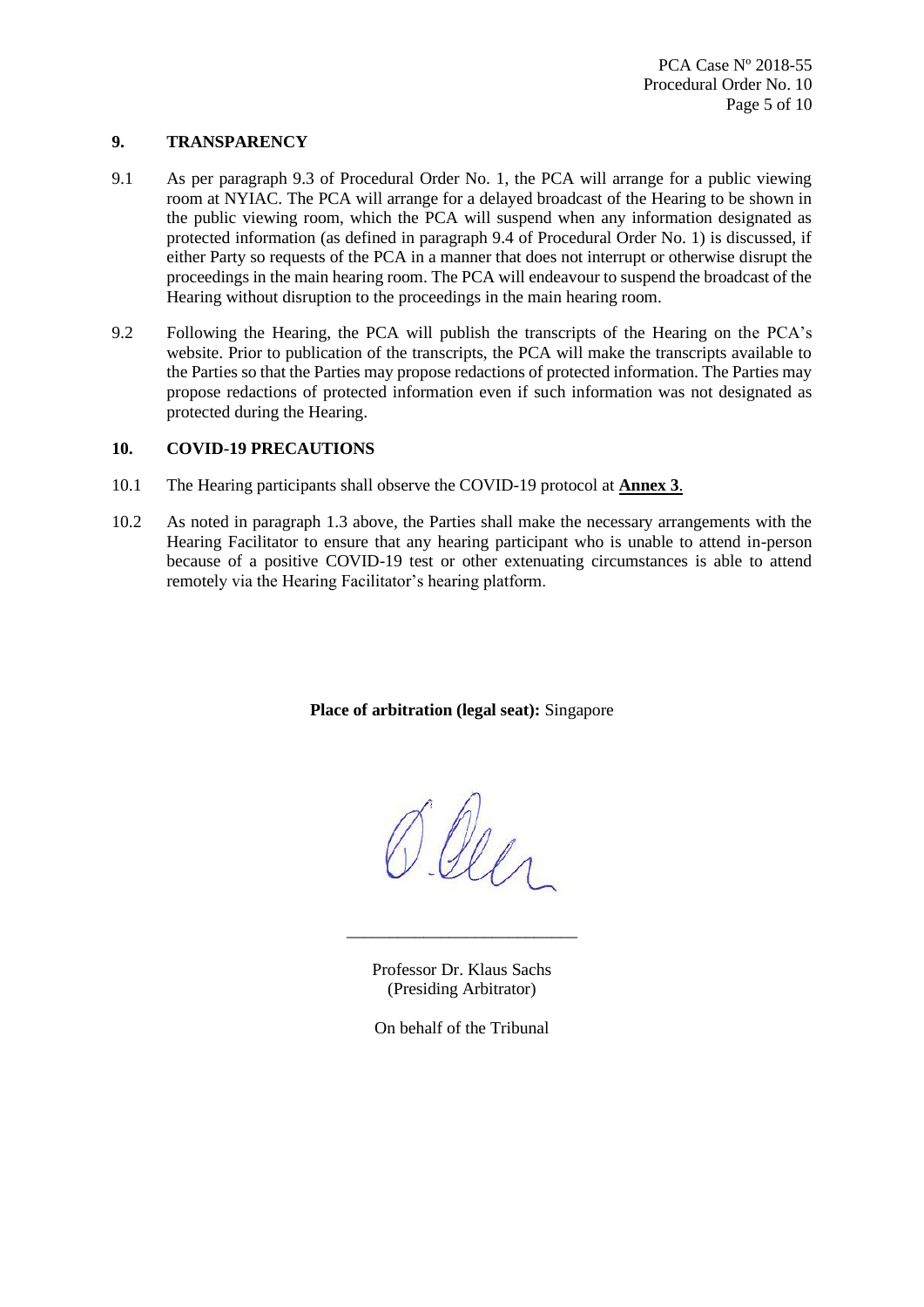## 9. TRANSPARENCY

9.1 As per paragraph 9.3 of Procedural Order No. 1, the PCA will arrange for a public viewing room at NYIAC. The PCA will arrange for a delayed broadcast of the Hearing to be shown in the public viewing room, which the PCA will suspend when any information designated as protected information (as defined in paragraph 9.4 of Procedural Order No. 1) is discussed, if either Party so requests of the PCA in a manner that does not interrupt or otherwise disrupt the proceedings in the main hearing room. The PCA will endeavour to suspend the broadcast of the Hearing without disruption to the proceedings in the main hearing room.

9.2 Following the Hearing, the PCA will publish the transcripts of the Hearing on the PCA's website. Prior to publication of the transcripts, the PCA will make the transcripts available to the Parties so that the Parties may propose redactions of protected information. The Parties may propose redactions of protected information even if such information was not designated as protected during the Hearing.

## 10. COVID-19 PRECAUTIONS

10.1 The Hearing participants shall observe the COVID-19 protocol at **Annex 3**.

10.2 As noted in paragraph 1.3 above, the Parties shall make the necessary arrangements with the Hearing Facilitator to ensure that any hearing participant who is unable to attend in-person because of a positive COVID-19 test or other extenuating circumstances is able to attend remotely via the Hearing Facilitator's hearing platform.

**Place of arbitration (legal seat):** Singapore

\_\_\_\_\_\_\_\_\_\_\_\_\_\_\_\_\_\_\_\_\_\_\_\_\_\_\_

Professor Dr. Klaus Sachs
(Presiding Arbitrator)

On behalf of the Tribunal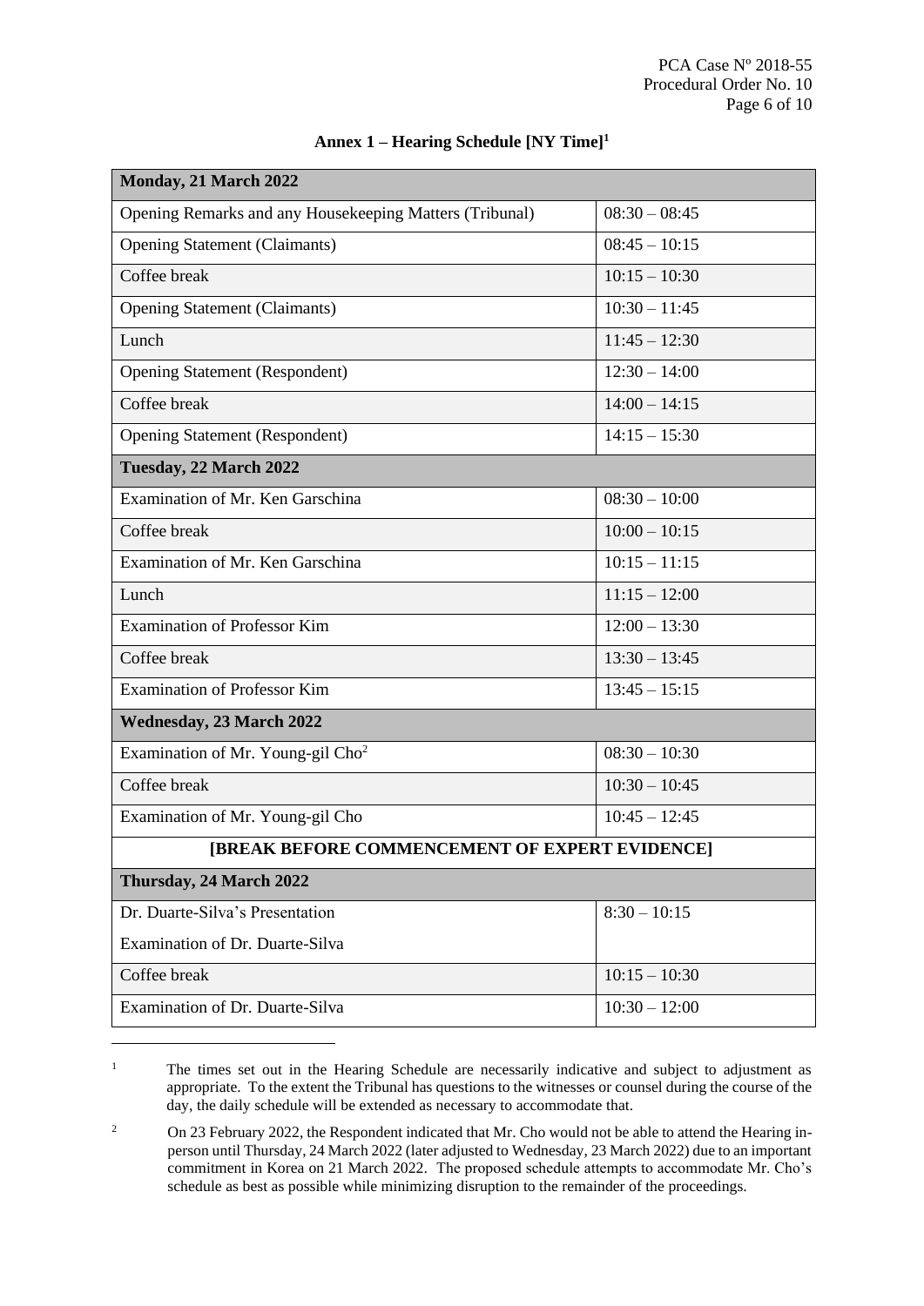## Annex 1 – Hearing Schedule [NY Time][1]

| | |
|---|---|
| **Monday, 21 March 2022** | |
| Opening Remarks and any Housekeeping Matters (Tribunal) | 08:30 – 08:45 |
| Opening Statement (Claimants) | 08:45 – 10:15 |
| Coffee break | 10:15 – 10:30 |
| Opening Statement (Claimants) | 10:30 – 11:45 |
| Lunch | 11:45 – 12:30 |
| Opening Statement (Respondent) | 12:30 – 14:00 |
| Coffee break | 14:00 – 14:15 |
| Opening Statement (Respondent) | 14:15 – 15:30 |
| **Tuesday, 22 March 2022** | |
| Examination of Mr. Ken Garschina | 08:30 – 10:00 |
| Coffee break | 10:00 – 10:15 |
| Examination of Mr. Ken Garschina | 10:15 – 11:15 |
| Lunch | 11:15 – 12:00 |
| Examination of Professor Kim | 12:00 – 13:30 |
| Coffee break | 13:30 – 13:45 |
| Examination of Professor Kim | 13:45 – 15:15 |
| **Wednesday, 23 March 2022** | |
| Examination of Mr. Young-gil Cho[2] | 08:30 – 10:30 |
| Coffee break | 10:30 – 10:45 |
| Examination of Mr. Young-gil Cho | 10:45 – 12:45 |
| **[BREAK BEFORE COMMENCEMENT OF EXPERT EVIDENCE]** | |
| **Thursday, 24 March 2022** | |
| Dr. Duarte-Silva's Presentation<br>Examination of Dr. Duarte-Silva | 8:30 – 10:15 |
| Coffee break | 10:15 – 10:30 |
| Examination of Dr. Duarte-Silva | 10:30 – 12:00 |

[1] The times set out in the Hearing Schedule are necessarily indicative and subject to adjustment as appropriate. To the extent the Tribunal has questions to the witnesses or counsel during the course of the day, the daily schedule will be extended as necessary to accommodate that.

[2] On 23 February 2022, the Respondent indicated that Mr. Cho would not be able to attend the Hearing in-person until Thursday, 24 March 2022 (later adjusted to Wednesday, 23 March 2022) due to an important commitment in Korea on 21 March 2022. The proposed schedule attempts to accommodate Mr. Cho's schedule as best as possible while minimizing disruption to the remainder of the proceedings.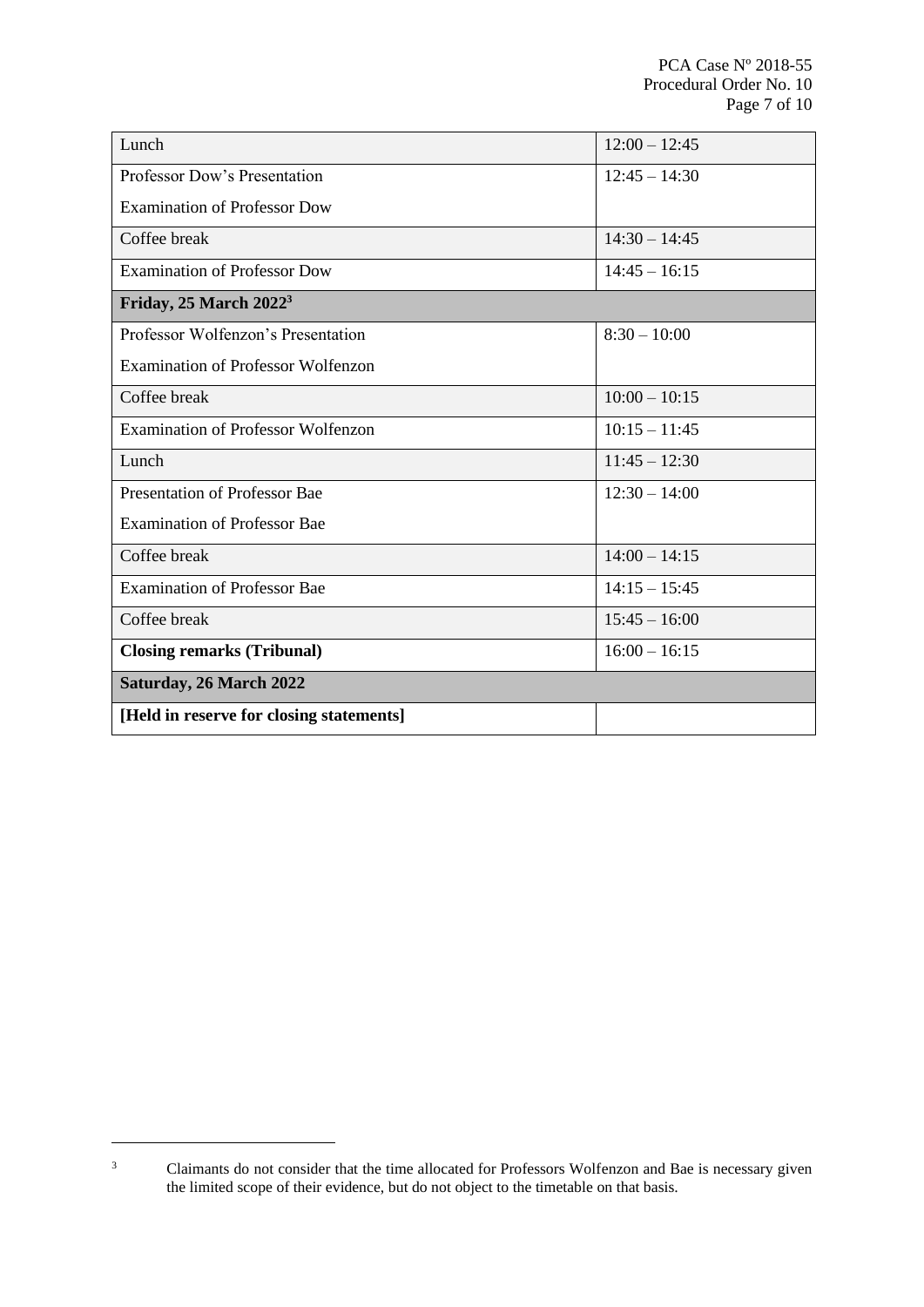| | |
|---|---|
| Lunch | 12:00 – 12:45 |
| Professor Dow's Presentation<br><br>Examination of Professor Dow | 12:45 – 14:30 |
| Coffee break | 14:30 – 14:45 |
| Examination of Professor Dow | 14:45 – 16:15 |
| **Friday, 25 March 2022**[3] | |
| Professor Wolfenzon's Presentation<br><br>Examination of Professor Wolfenzon | 8:30 – 10:00 |
| Coffee break | 10:00 – 10:15 |
| Examination of Professor Wolfenzon | 10:15 – 11:45 |
| Lunch | 11:45 – 12:30 |
| Presentation of Professor Bae<br><br>Examination of Professor Bae | 12:30 – 14:00 |
| Coffee break | 14:00 – 14:15 |
| Examination of Professor Bae | 14:15 – 15:45 |
| Coffee break | 15:45 – 16:00 |
| **Closing remarks (Tribunal)** | 16:00 – 16:15 |
| **Saturday, 26 March 2022** | |
| **[Held in reserve for closing statements]** | |

[3] Claimants do not consider that the time allocated for Professors Wolfenzon and Bae is necessary given the limited scope of their evidence, but do not object to the timetable on that basis.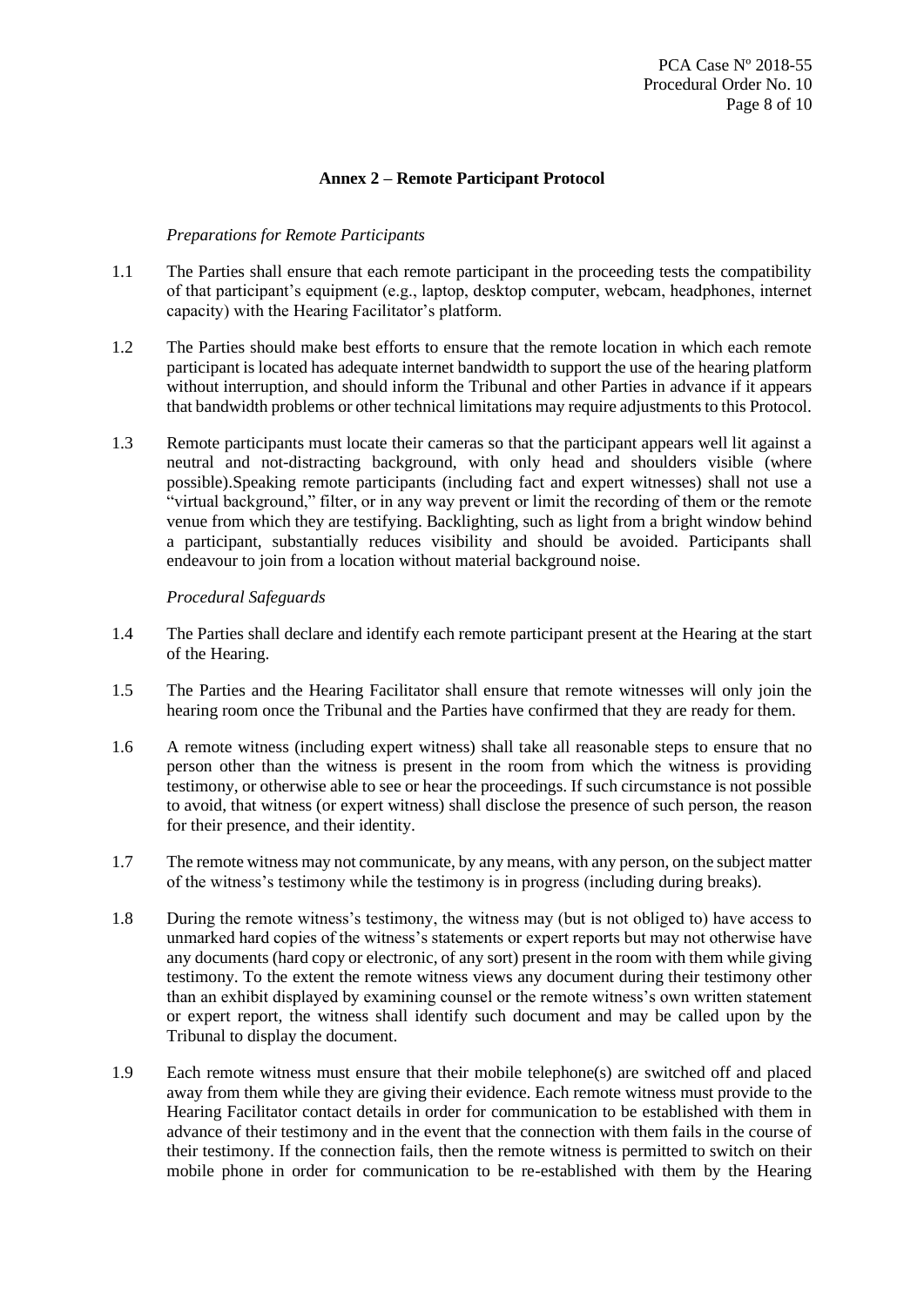## Annex 2 – Remote Participant Protocol

*Preparations for Remote Participants*

1.1 The Parties shall ensure that each remote participant in the proceeding tests the compatibility of that participant's equipment (e.g., laptop, desktop computer, webcam, headphones, internet capacity) with the Hearing Facilitator's platform.

1.2 The Parties should make best efforts to ensure that the remote location in which each remote participant is located has adequate internet bandwidth to support the use of the hearing platform without interruption, and should inform the Tribunal and other Parties in advance if it appears that bandwidth problems or other technical limitations may require adjustments to this Protocol.

1.3 Remote participants must locate their cameras so that the participant appears well lit against a neutral and not-distracting background, with only head and shoulders visible (where possible).Speaking remote participants (including fact and expert witnesses) shall not use a "virtual background," filter, or in any way prevent or limit the recording of them or the remote venue from which they are testifying. Backlighting, such as light from a bright window behind a participant, substantially reduces visibility and should be avoided. Participants shall endeavour to join from a location without material background noise.

*Procedural Safeguards*

1.4 The Parties shall declare and identify each remote participant present at the Hearing at the start of the Hearing.

1.5 The Parties and the Hearing Facilitator shall ensure that remote witnesses will only join the hearing room once the Tribunal and the Parties have confirmed that they are ready for them.

1.6 A remote witness (including expert witness) shall take all reasonable steps to ensure that no person other than the witness is present in the room from which the witness is providing testimony, or otherwise able to see or hear the proceedings. If such circumstance is not possible to avoid, that witness (or expert witness) shall disclose the presence of such person, the reason for their presence, and their identity.

1.7 The remote witness may not communicate, by any means, with any person, on the subject matter of the witness's testimony while the testimony is in progress (including during breaks).

1.8 During the remote witness's testimony, the witness may (but is not obliged to) have access to unmarked hard copies of the witness's statements or expert reports but may not otherwise have any documents (hard copy or electronic, of any sort) present in the room with them while giving testimony. To the extent the remote witness views any document during their testimony other than an exhibit displayed by examining counsel or the remote witness's own written statement or expert report, the witness shall identify such document and may be called upon by the Tribunal to display the document.

1.9 Each remote witness must ensure that their mobile telephone(s) are switched off and placed away from them while they are giving their evidence. Each remote witness must provide to the Hearing Facilitator contact details in order for communication to be established with them in advance of their testimony and in the event that the connection with them fails in the course of their testimony. If the connection fails, then the remote witness is permitted to switch on their mobile phone in order for communication to be re-established with them by the Hearing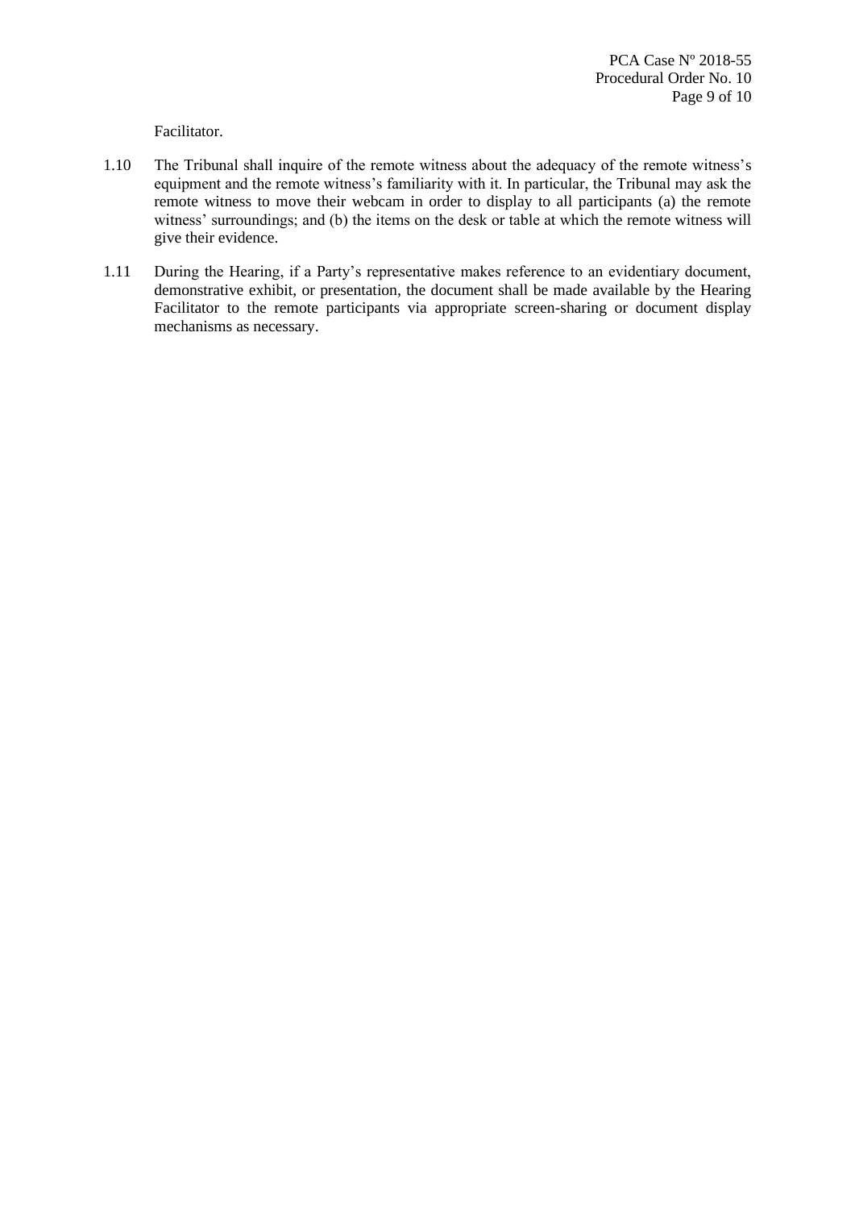Facilitator.

1.10 The Tribunal shall inquire of the remote witness about the adequacy of the remote witness's equipment and the remote witness's familiarity with it. In particular, the Tribunal may ask the remote witness to move their webcam in order to display to all participants (a) the remote witness' surroundings; and (b) the items on the desk or table at which the remote witness will give their evidence.

1.11 During the Hearing, if a Party's representative makes reference to an evidentiary document, demonstrative exhibit, or presentation, the document shall be made available by the Hearing Facilitator to the remote participants via appropriate screen-sharing or document display mechanisms as necessary.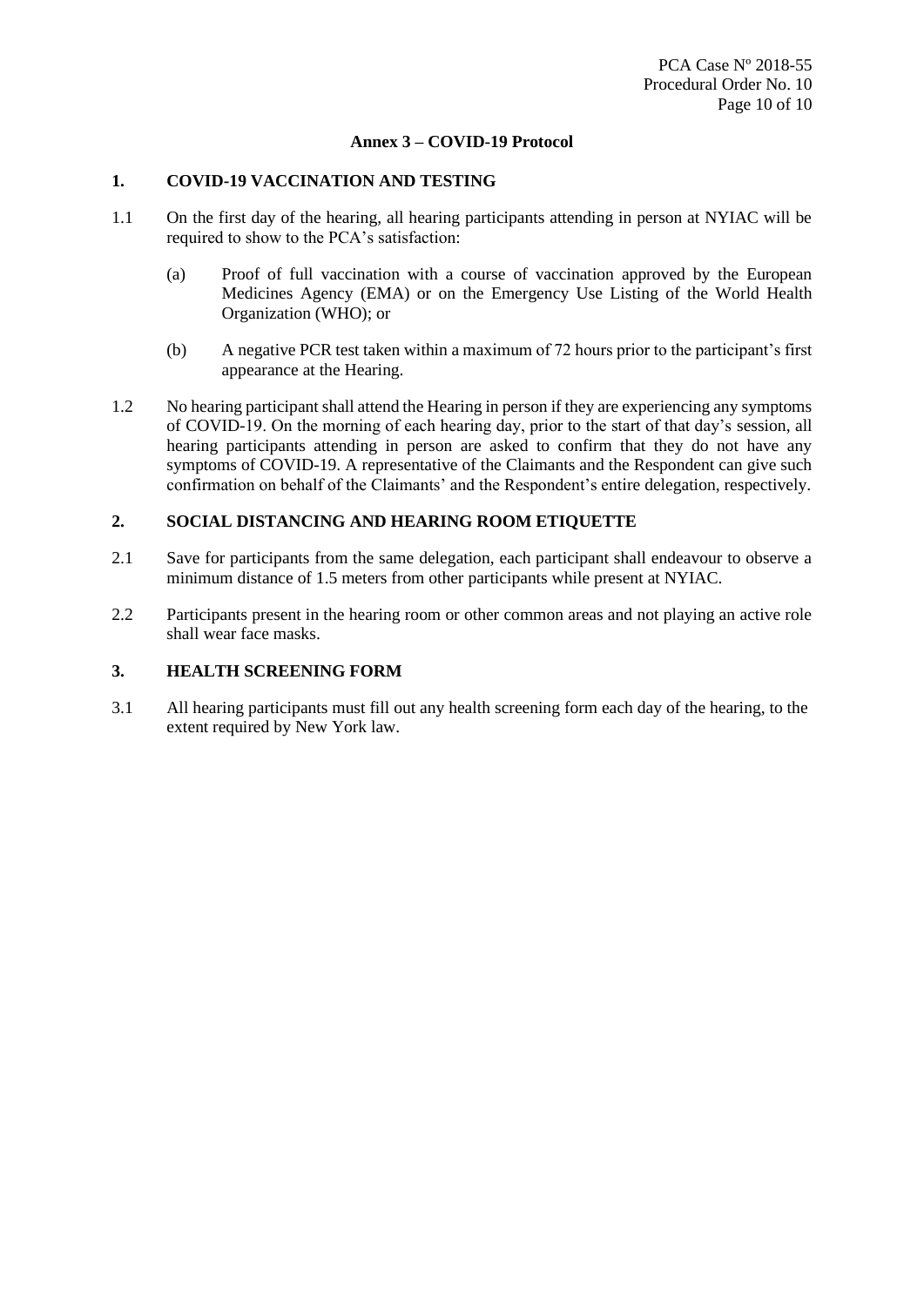## Annex 3 – COVID-19 Protocol

### 1. COVID-19 VACCINATION AND TESTING

1.1 On the first day of the hearing, all hearing participants attending in person at NYIAC will be required to show to the PCA's satisfaction:

(a) Proof of full vaccination with a course of vaccination approved by the European Medicines Agency (EMA) or on the Emergency Use Listing of the World Health Organization (WHO); or

(b) A negative PCR test taken within a maximum of 72 hours prior to the participant's first appearance at the Hearing.

1.2 No hearing participant shall attend the Hearing in person if they are experiencing any symptoms of COVID-19. On the morning of each hearing day, prior to the start of that day's session, all hearing participants attending in person are asked to confirm that they do not have any symptoms of COVID-19. A representative of the Claimants and the Respondent can give such confirmation on behalf of the Claimants' and the Respondent's entire delegation, respectively.

### 2. SOCIAL DISTANCING AND HEARING ROOM ETIQUETTE

2.1 Save for participants from the same delegation, each participant shall endeavour to observe a minimum distance of 1.5 meters from other participants while present at NYIAC.

2.2 Participants present in the hearing room or other common areas and not playing an active role shall wear face masks.

### 3. HEALTH SCREENING FORM

3.1 All hearing participants must fill out any health screening form each day of the hearing, to the extent required by New York law.